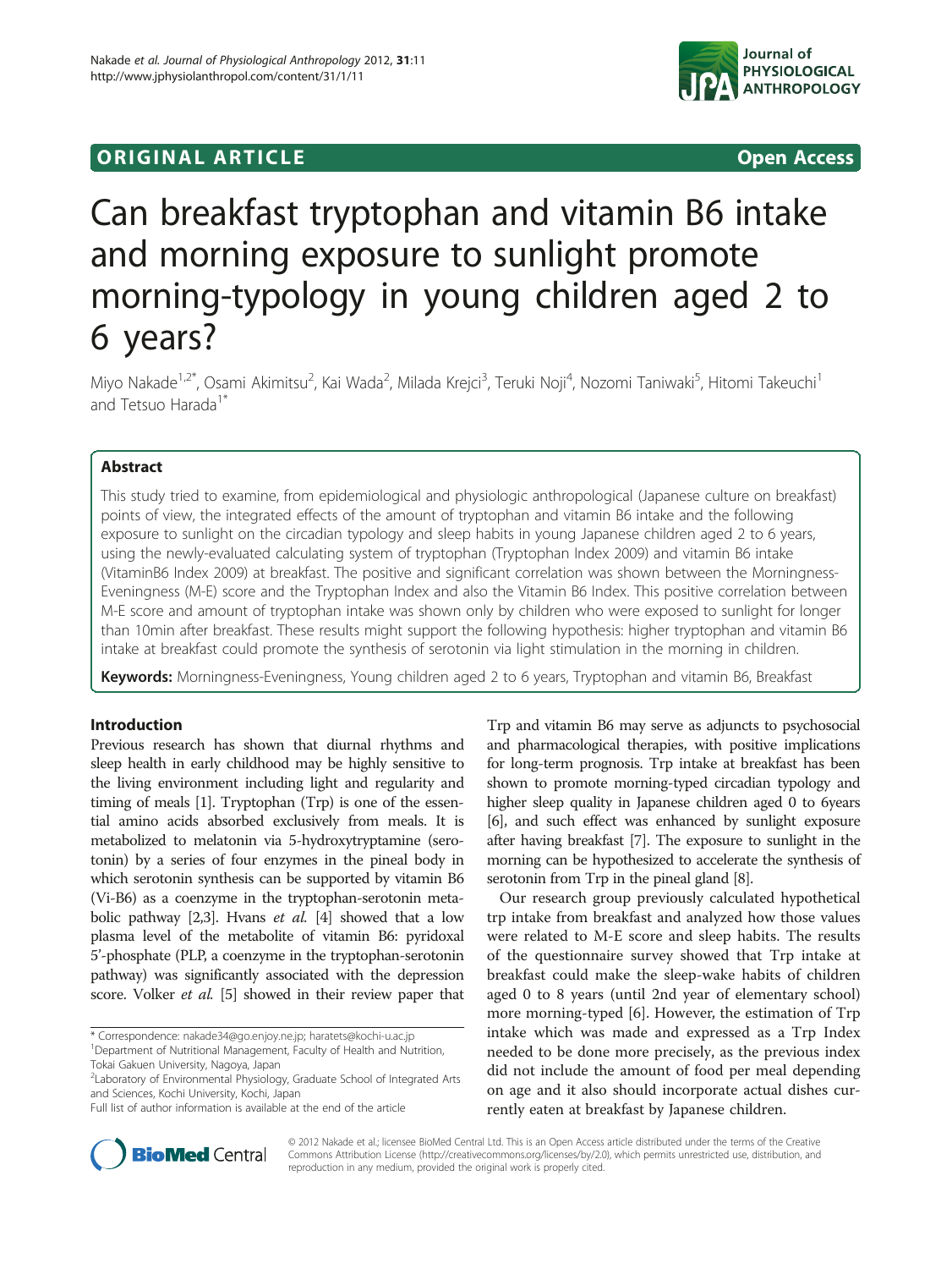ORIGINAL ARTICLE Open Access

# Can breakfast tryptophan and vitamin B6 intake and morning exposure to sunlight promote morning-typology in young children aged 2 to 6 years?

Miyo Nakade[1,2*], Osami Akimitsu[2], Kai Wada[2], Milada Krejci[3], Teruki Noji[4], Nozomi Taniwaki[5], Hitomi Takeuchi[1] and Tetsuo Harada[1*]

## Abstract

This study tried to examine, from epidemiological and physiologic anthropological (Japanese culture on breakfast) points of view, the integrated effects of the amount of tryptophan and vitamin B6 intake and the following exposure to sunlight on the circadian typology and sleep habits in young Japanese children aged 2 to 6 years, using the newly-evaluated calculating system of tryptophan (Tryptophan Index 2009) and vitamin B6 intake (VitaminB6 Index 2009) at breakfast. The positive and significant correlation was shown between the Morningness-Eveningness (M-E) score and the Tryptophan Index and also the Vitamin B6 Index. This positive correlation between M-E score and amount of tryptophan intake was shown only by children who were exposed to sunlight for longer than 10min after breakfast. These results might support the following hypothesis: higher tryptophan and vitamin B6 intake at breakfast could promote the synthesis of serotonin via light stimulation in the morning in children.

**Keywords:** Morningness-Eveningness, Young children aged 2 to 6 years, Tryptophan and vitamin B6, Breakfast

## Introduction

Previous research has shown that diurnal rhythms and sleep health in early childhood may be highly sensitive to the living environment including light and regularity and timing of meals [1]. Tryptophan (Trp) is one of the essential amino acids absorbed exclusively from meals. It is metabolized to melatonin via 5-hydroxytryptamine (serotonin) by a series of four enzymes in the pineal body in which serotonin synthesis can be supported by vitamin B6 (Vi-B6) as a coenzyme in the tryptophan-serotonin metabolic pathway [2,3]. Hvans *et al.* [4] showed that a low plasma level of the metabolite of vitamin B6: pyridoxal 5'-phosphate (PLP, a coenzyme in the tryptophan-serotonin pathway) was significantly associated with the depression score. Volker *et al.* [5] showed in their review paper that Trp and vitamin B6 may serve as adjuncts to psychosocial and pharmacological therapies, with positive implications for long-term prognosis. Trp intake at breakfast has been shown to promote morning-typed circadian typology and higher sleep quality in Japanese children aged 0 to 6years [6], and such effect was enhanced by sunlight exposure after having breakfast [7]. The exposure to sunlight in the morning can be hypothesized to accelerate the synthesis of serotonin from Trp in the pineal gland [8].

Our research group previously calculated hypothetical trp intake from breakfast and analyzed how those values were related to M-E score and sleep habits. The results of the questionnaire survey showed that Trp intake at breakfast could make the sleep-wake habits of children aged 0 to 8 years (until 2nd year of elementary school) more morning-typed [6]. However, the estimation of Trp intake which was made and expressed as a Trp Index needed to be done more precisely, as the previous index did not include the amount of food per meal depending on age and it also should incorporate actual dishes currently eaten at breakfast by Japanese children.

\* Correspondence: nakade34@go.enjoy.ne.jp; haratets@kochi-u.ac.jp
[1]Department of Nutritional Management, Faculty of Health and Nutrition, Tokai Gakuen University, Nagoya, Japan
[2]Laboratory of Environmental Physiology, Graduate School of Integrated Arts and Sciences, Kochi University, Kochi, Japan
Full list of author information is available at the end of the article

© 2012 Nakade et al.; licensee BioMed Central Ltd. This is an Open Access article distributed under the terms of the Creative Commons Attribution License (http://creativecommons.org/licenses/by/2.0), which permits unrestricted use, distribution, and reproduction in any medium, provided the original work is properly cited.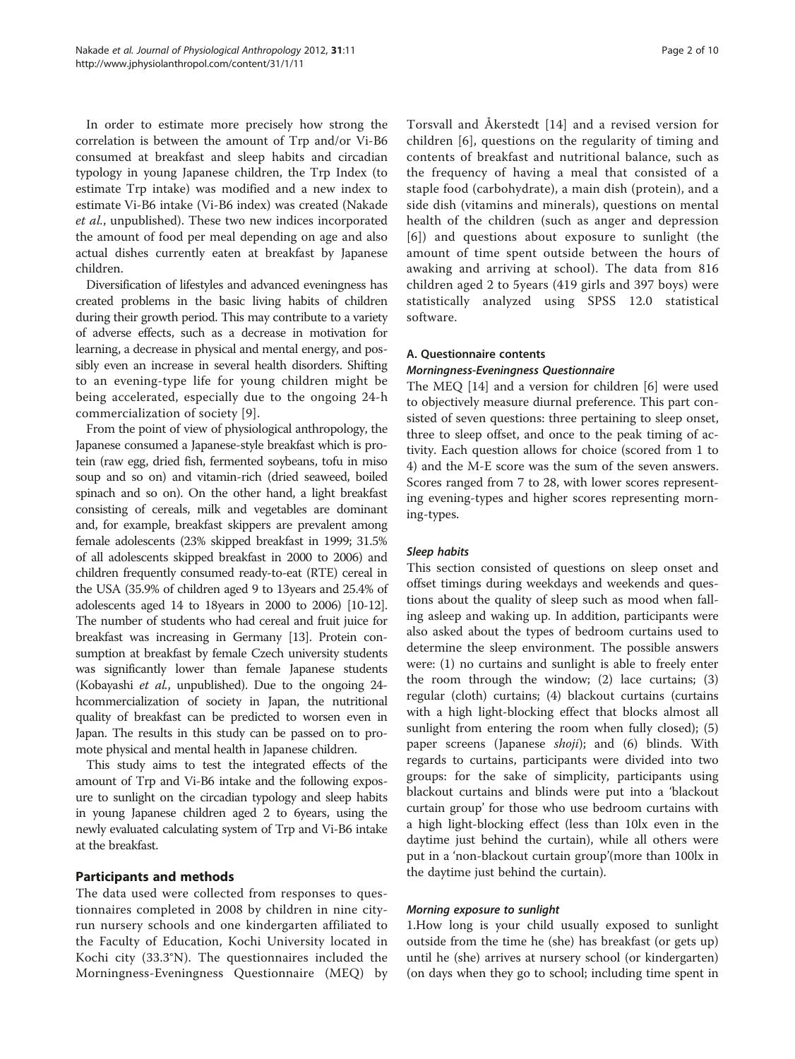In order to estimate more precisely how strong the correlation is between the amount of Trp and/or Vi-B6 consumed at breakfast and sleep habits and circadian typology in young Japanese children, the Trp Index (to estimate Trp intake) was modified and a new index to estimate Vi-B6 intake (Vi-B6 index) was created (Nakade *et al.*, unpublished). These two new indices incorporated the amount of food per meal depending on age and also actual dishes currently eaten at breakfast by Japanese children.

Diversification of lifestyles and advanced eveningness has created problems in the basic living habits of children during their growth period. This may contribute to a variety of adverse effects, such as a decrease in motivation for learning, a decrease in physical and mental energy, and possibly even an increase in several health disorders. Shifting to an evening-type life for young children might be being accelerated, especially due to the ongoing 24-h commercialization of society [9].

From the point of view of physiological anthropology, the Japanese consumed a Japanese-style breakfast which is protein (raw egg, dried fish, fermented soybeans, tofu in miso soup and so on) and vitamin-rich (dried seaweed, boiled spinach and so on). On the other hand, a light breakfast consisting of cereals, milk and vegetables are dominant and, for example, breakfast skippers are prevalent among female adolescents (23% skipped breakfast in 1999; 31.5% of all adolescents skipped breakfast in 2000 to 2006) and children frequently consumed ready-to-eat (RTE) cereal in the USA (35.9% of children aged 9 to 13years and 25.4% of adolescents aged 14 to 18years in 2000 to 2006) [10-12]. The number of students who had cereal and fruit juice for breakfast was increasing in Germany [13]. Protein consumption at breakfast by female Czech university students was significantly lower than female Japanese students (Kobayashi *et al.*, unpublished). Due to the ongoing 24-hcommercialization of society in Japan, the nutritional quality of breakfast can be predicted to worsen even in Japan. The results in this study can be passed on to promote physical and mental health in Japanese children.

This study aims to test the integrated effects of the amount of Trp and Vi-B6 intake and the following exposure to sunlight on the circadian typology and sleep habits in young Japanese children aged 2 to 6years, using the newly evaluated calculating system of Trp and Vi-B6 intake at the breakfast.

## Participants and methods

The data used were collected from responses to questionnaires completed in 2008 by children in nine city-run nursery schools and one kindergarten affiliated to the Faculty of Education, Kochi University located in Kochi city (33.3°N). The questionnaires included the Morningness-Eveningness Questionnaire (MEQ) by Torsvall and Åkerstedt [14] and a revised version for children [6], questions on the regularity of timing and contents of breakfast and nutritional balance, such as the frequency of having a meal that consisted of a staple food (carbohydrate), a main dish (protein), and a side dish (vitamins and minerals), questions on mental health of the children (such as anger and depression [6]) and questions about exposure to sunlight (the amount of time spent outside between the hours of awaking and arriving at school). The data from 816 children aged 2 to 5years (419 girls and 397 boys) were statistically analyzed using SPSS 12.0 statistical software.

### A. Questionnaire contents

#### *Morningness-Eveningness Questionnaire*

The MEQ [14] and a version for children [6] were used to objectively measure diurnal preference. This part consisted of seven questions: three pertaining to sleep onset, three to sleep offset, and once to the peak timing of activity. Each question allows for choice (scored from 1 to 4) and the M-E score was the sum of the seven answers. Scores ranged from 7 to 28, with lower scores representing evening-types and higher scores representing morning-types.

#### *Sleep habits*

This section consisted of questions on sleep onset and offset timings during weekdays and weekends and questions about the quality of sleep such as mood when falling asleep and waking up. In addition, participants were also asked about the types of bedroom curtains used to determine the sleep environment. The possible answers were: (1) no curtains and sunlight is able to freely enter the room through the window; (2) lace curtains; (3) regular (cloth) curtains; (4) blackout curtains (curtains with a high light-blocking effect that blocks almost all sunlight from entering the room when fully closed); (5) paper screens (Japanese *shoji*); and (6) blinds. With regards to curtains, participants were divided into two groups: for the sake of simplicity, participants using blackout curtains and blinds were put into a 'blackout curtain group' for those who use bedroom curtains with a high light-blocking effect (less than 10lx even in the daytime just behind the curtain), while all others were put in a 'non-blackout curtain group'(more than 100lx in the daytime just behind the curtain).

#### *Morning exposure to sunlight*

1.How long is your child usually exposed to sunlight outside from the time he (she) has breakfast (or gets up) until he (she) arrives at nursery school (or kindergarten) (on days when they go to school; including time spent in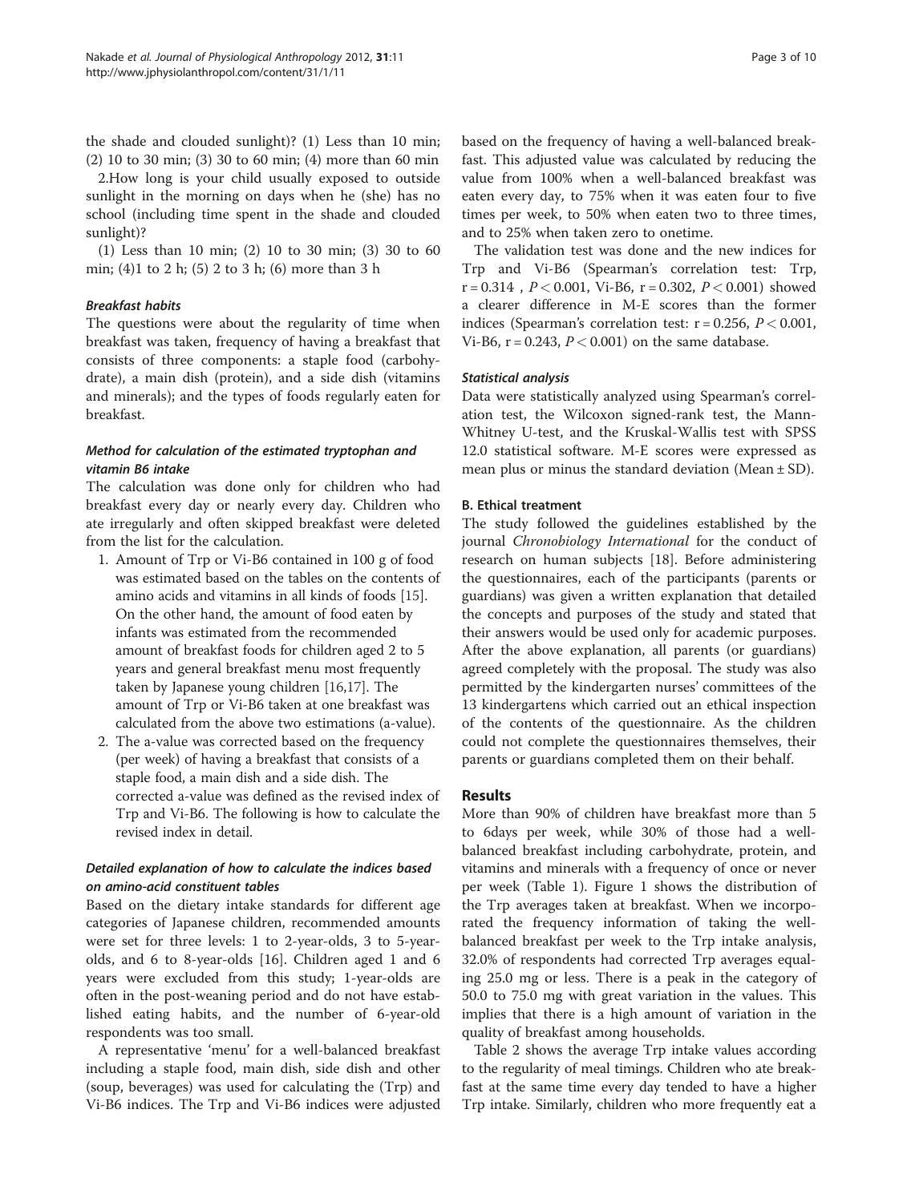the shade and clouded sunlight)? (1) Less than 10 min; (2) 10 to 30 min; (3) 30 to 60 min; (4) more than 60 min

2.How long is your child usually exposed to outside sunlight in the morning on days when he (she) has no school (including time spent in the shade and clouded sunlight)?

(1) Less than 10 min; (2) 10 to 30 min; (3) 30 to 60 min; (4)1 to 2 h; (5) 2 to 3 h; (6) more than 3 h

#### *Breakfast habits*

The questions were about the regularity of time when breakfast was taken, frequency of having a breakfast that consists of three components: a staple food (carbohydrate), a main dish (protein), and a side dish (vitamins and minerals); and the types of foods regularly eaten for breakfast.

#### *Method for calculation of the estimated tryptophan and vitamin B6 intake*

The calculation was done only for children who had breakfast every day or nearly every day. Children who ate irregularly and often skipped breakfast were deleted from the list for the calculation.

1. Amount of Trp or Vi-B6 contained in 100 g of food was estimated based on the tables on the contents of amino acids and vitamins in all kinds of foods [15]. On the other hand, the amount of food eaten by infants was estimated from the recommended amount of breakfast foods for children aged 2 to 5 years and general breakfast menu most frequently taken by Japanese young children [16,17]. The amount of Trp or Vi-B6 taken at one breakfast was calculated from the above two estimations (a-value).
2. The a-value was corrected based on the frequency (per week) of having a breakfast that consists of a staple food, a main dish and a side dish. The corrected a-value was defined as the revised index of Trp and Vi-B6. The following is how to calculate the revised index in detail.

#### *Detailed explanation of how to calculate the indices based on amino-acid constituent tables*

Based on the dietary intake standards for different age categories of Japanese children, recommended amounts were set for three levels: 1 to 2-year-olds, 3 to 5-year-olds, and 6 to 8-year-olds [16]. Children aged 1 and 6 years were excluded from this study; 1-year-olds are often in the post-weaning period and do not have established eating habits, and the number of 6-year-old respondents was too small.

A representative 'menu' for a well-balanced breakfast including a staple food, main dish, side dish and other (soup, beverages) was used for calculating the (Trp) and Vi-B6 indices. The Trp and Vi-B6 indices were adjusted based on the frequency of having a well-balanced breakfast. This adjusted value was calculated by reducing the value from 100% when a well-balanced breakfast was eaten every day, to 75% when it was eaten four to five times per week, to 50% when eaten two to three times, and to 25% when taken zero to onetime.

The validation test was done and the new indices for Trp and Vi-B6 (Spearman's correlation test: Trp, $r = 0.314$ , $P < 0.001$, Vi-B6, $r = 0.302$, $P < 0.001$) showed a clearer difference in M-E scores than the former indices (Spearman's correlation test: $r = 0.256$, $P < 0.001$, Vi-B6, $r = 0.243$, $P < 0.001$) on the same database.

#### *Statistical analysis*

Data were statistically analyzed using Spearman's correlation test, the Wilcoxon signed-rank test, the Mann-Whitney U-test, and the Kruskal-Wallis test with SPSS 12.0 statistical software. M-E scores were expressed as mean plus or minus the standard deviation (Mean ± SD).

### B. Ethical treatment

The study followed the guidelines established by the journal *Chronobiology International* for the conduct of research on human subjects [18]. Before administering the questionnaires, each of the participants (parents or guardians) was given a written explanation that detailed the concepts and purposes of the study and stated that their answers would be used only for academic purposes. After the above explanation, all parents (or guardians) agreed completely with the proposal. The study was also permitted by the kindergarten nurses' committees of the 13 kindergartens which carried out an ethical inspection of the contents of the questionnaire. As the children could not complete the questionnaires themselves, their parents or guardians completed them on their behalf.

## Results

More than 90% of children have breakfast more than 5 to 6days per week, while 30% of those had a well-balanced breakfast including carbohydrate, protein, and vitamins and minerals with a frequency of once or never per week (Table 1). Figure 1 shows the distribution of the Trp averages taken at breakfast. When we incorporated the frequency information of taking the well-balanced breakfast per week to the Trp intake analysis, 32.0% of respondents had corrected Trp averages equaling 25.0 mg or less. There is a peak in the category of 50.0 to 75.0 mg with great variation in the values. This implies that there is a high amount of variation in the quality of breakfast among households.

Table 2 shows the average Trp intake values according to the regularity of meal timings. Children who ate breakfast at the same time every day tended to have a higher Trp intake. Similarly, children who more frequently eat a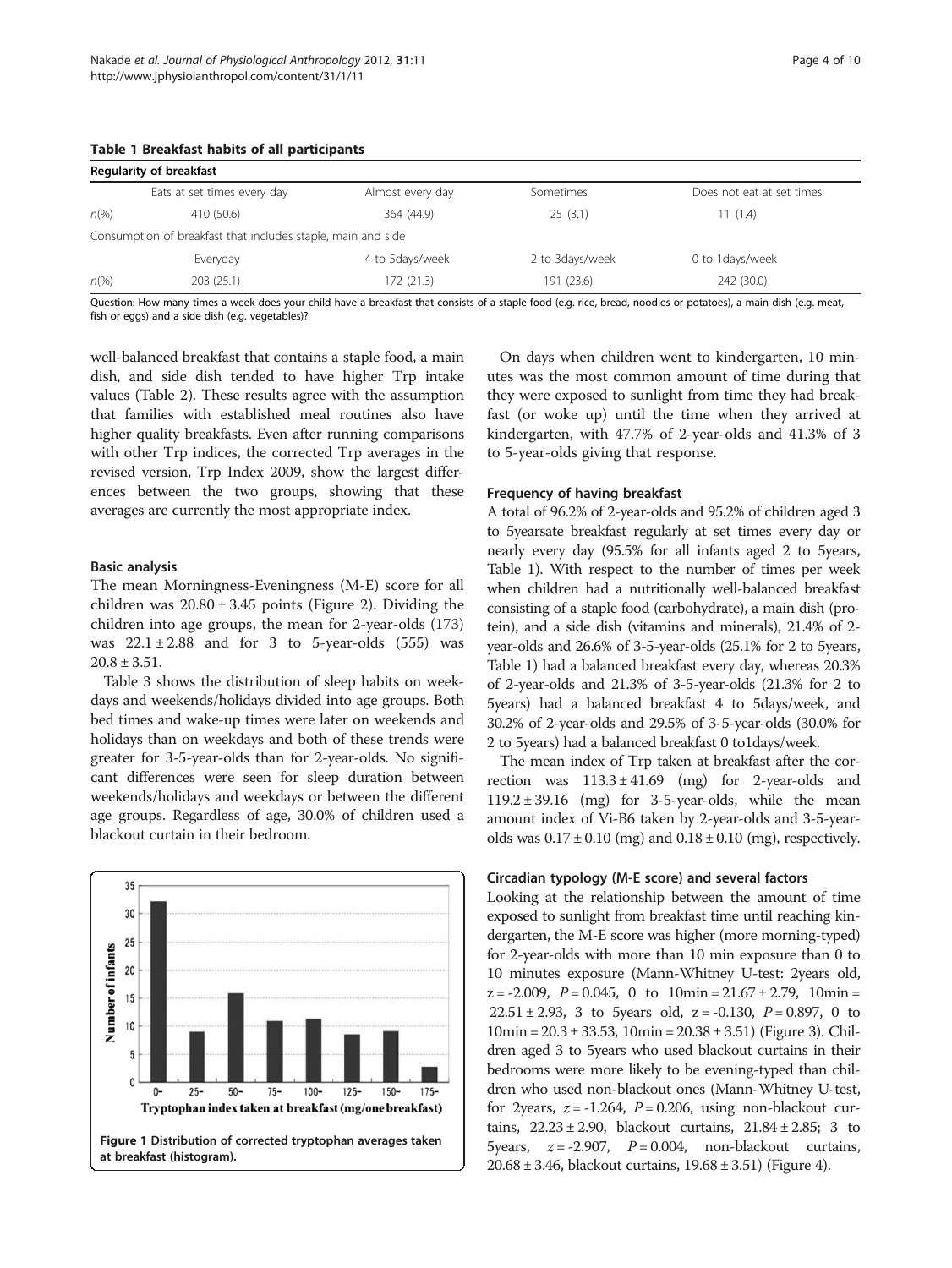**Table 1 Breakfast habits of all participants**

| Regularity of breakfast | | | | |
|---|---|---|---|---|
| | Eats at set times every day | Almost every day | Sometimes | Does not eat at set times |
| *n*(%) | 410 (50.6) | 364 (44.9) | 25 (3.1) | 11 (1.4) |
| Consumption of breakfast that includes staple, main and side | | | | |
| | Everyday | 4 to 5days/week | 2 to 3days/week | 0 to 1days/week |
| *n*(%) | 203 (25.1) | 172 (21.3) | 191 (23.6) | 242 (30.0) |

Question: How many times a week does your child have a breakfast that consists of a staple food (e.g. rice, bread, noodles or potatoes), a main dish (e.g. meat, fish or eggs) and a side dish (e.g. vegetables)?

well-balanced breakfast that contains a staple food, a main dish, and side dish tended to have higher Trp intake values (Table 2). These results agree with the assumption that families with established meal routines also have higher quality breakfasts. Even after running comparisons with other Trp indices, the corrected Trp averages in the revised version, Trp Index 2009, show the largest differences between the two groups, showing that these averages are currently the most appropriate index.

### Basic analysis

The mean Morningness-Eveningness (M-E) score for all children was $20.80 \pm 3.45$ points (Figure 2). Dividing the children into age groups, the mean for 2-year-olds (173) was $22.1 \pm 2.88$ and for 3 to 5-year-olds (555) was $20.8 \pm 3.51$.

Table 3 shows the distribution of sleep habits on weekdays and weekends/holidays divided into age groups. Both bed times and wake-up times were later on weekends and holidays than on weekdays and both of these trends were greater for 3-5-year-olds than for 2-year-olds. No significant differences were seen for sleep duration between weekends/holidays and weekdays or between the different age groups. Regardless of age, 30.0% of children used a blackout curtain in their bedroom.

Figure 1 Distribution of corrected tryptophan averages taken at breakfast (histogram).

On days when children went to kindergarten, 10 minutes was the most common amount of time during that they were exposed to sunlight from time they had breakfast (or woke up) until the time when they arrived at kindergarten, with 47.7% of 2-year-olds and 41.3% of 3 to 5-year-olds giving that response.

### Frequency of having breakfast

A total of 96.2% of 2-year-olds and 95.2% of children aged 3 to 5yearsate breakfast regularly at set times every day or nearly every day (95.5% for all infants aged 2 to 5years, Table 1). With respect to the number of times per week when children had a nutritionally well-balanced breakfast consisting of a staple food (carbohydrate), a main dish (protein), and a side dish (vitamins and minerals), 21.4% of 2-year-olds and 26.6% of 3-5-year-olds (25.1% for 2 to 5years, Table 1) had a balanced breakfast every day, whereas 20.3% of 2-year-olds and 21.3% of 3-5-year-olds (21.3% for 2 to 5years) had a balanced breakfast 4 to 5days/week, and 30.2% of 2-year-olds and 29.5% of 3-5-year-olds (30.0% for 2 to 5years) had a balanced breakfast 0 to1days/week.

The mean index of Trp taken at breakfast after the correction was $113.3 \pm 41.69$ (mg) for 2-year-olds and $119.2 \pm 39.16$ (mg) for 3-5-year-olds, while the mean amount index of Vi-B6 taken by 2-year-olds and 3-5-year-olds was $0.17 \pm 0.10$ (mg) and $0.18 \pm 0.10$ (mg), respectively.

### Circadian typology (M-E score) and several factors

Looking at the relationship between the amount of time exposed to sunlight from breakfast time until reaching kindergarten, the M-E score was higher (more morning-typed) for 2-year-olds with more than 10 min exposure than 0 to 10 minutes exposure (Mann-Whitney U-test: 2years old, $z = -2.009$, $P = 0.045$, 0 to 10min $= 21.67 \pm 2.79$, 10min $= 22.51 \pm 2.93$, 3 to 5years old, $z = -0.130$, $P = 0.897$, 0 to 10min $= 20.3 \pm 33.53$, 10min $= 20.38 \pm 3.51$) (Figure 3). Children aged 3 to 5years who used blackout curtains in their bedrooms were more likely to be evening-typed than children who used non-blackout ones (Mann-Whitney U-test, for 2years, $z = -1.264$, $P = 0.206$, using non-blackout curtains, $22.23 \pm 2.90$, blackout curtains, $21.84 \pm 2.85$; 3 to 5years, $z = -2.907$, $P = 0.004$, non-blackout curtains, $20.68 \pm 3.46$, blackout curtains, $19.68 \pm 3.51$) (Figure 4).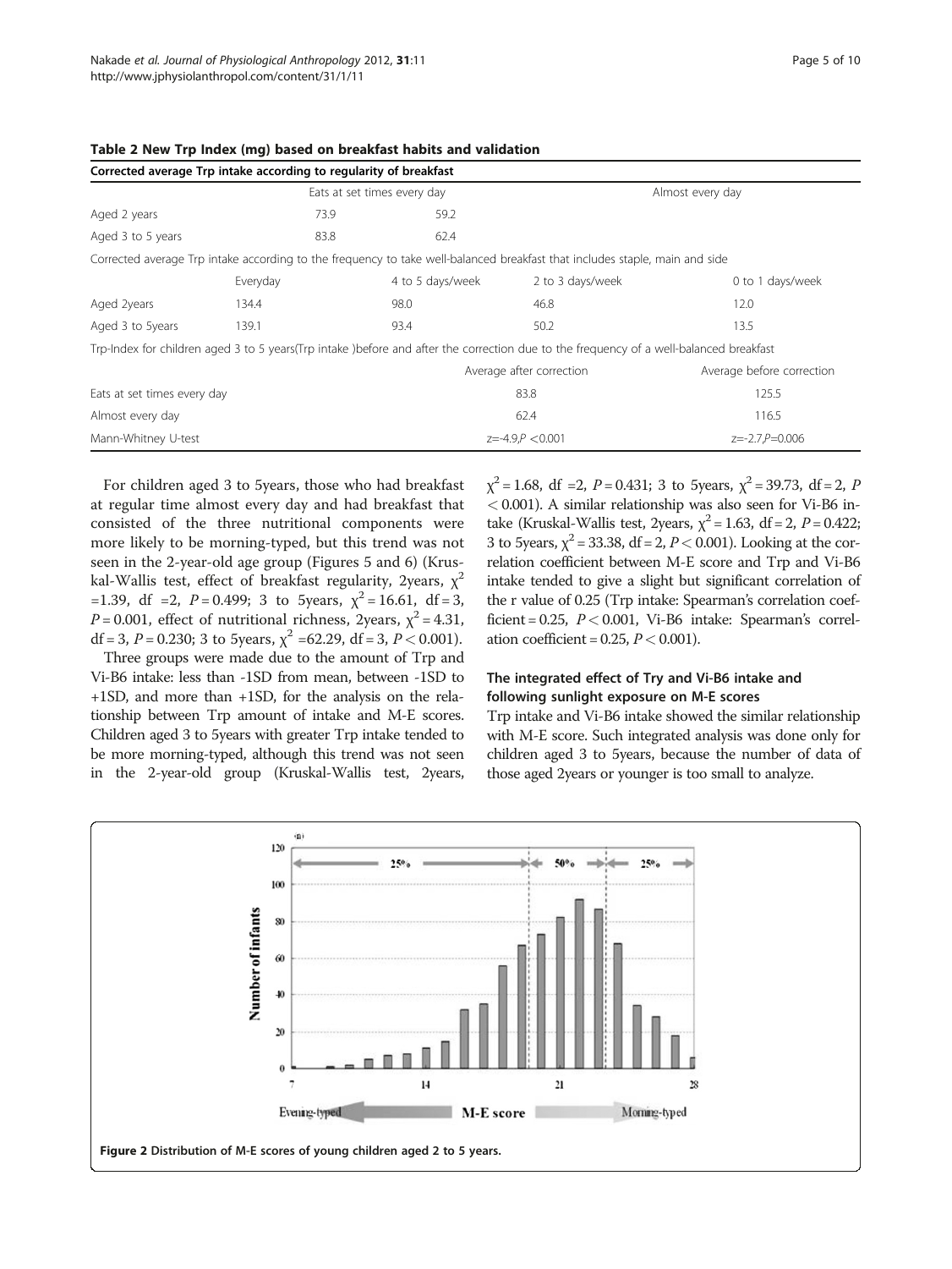**Table 2 New Trp Index (mg) based on breakfast habits and validation**

| Corrected average Trp intake according to regularity of breakfast | | | | |
|---|---|---|---|---|
| | Eats at set times every day | | Almost every day | |
| Aged 2 years | 73.9 | 59.2 | | |
| Aged 3 to 5 years | 83.8 | 62.4 | | |
| Corrected average Trp intake according to the frequency to take well-balanced breakfast that includes staple, main and side | | | | |
| | Everyday | 4 to 5 days/week | 2 to 3 days/week | 0 to 1 days/week |
| Aged 2years | 134.4 | 98.0 | 46.8 | 12.0 |
| Aged 3 to 5years | 139.1 | 93.4 | 50.2 | 13.5 |
| Trp-Index for children aged 3 to 5 years(Trp intake )before and after the correction due to the frequency of a well-balanced breakfast | | | | |
| | | | Average after correction | Average before correction |
| Eats at set times every day | | | 83.8 | 125.5 |
| Almost every day | | | 62.4 | 116.5 |
| Mann-Whitney U-test | | | z=-4.9,$P$ <0.001 | z=-2.7,$P$=0.006 |

For children aged 3 to 5years, those who had breakfast at regular time almost every day and had breakfast that consisted of the three nutritional components were more likely to be morning-typed, but this trend was not seen in the 2-year-old age group (Figures 5 and 6) (Kruskal-Wallis test, effect of breakfast regularity, 2years, $\chi^2$ =1.39, df =2, $P$ = 0.499; 3 to 5years, $\chi^2$ = 16.61, df = 3, $P$ = 0.001, effect of nutritional richness, 2years, $\chi^2$ = 4.31, df = 3, $P$ = 0.230; 3 to 5years, $\chi^2$ =62.29, df = 3, $P < 0.001$).

Three groups were made due to the amount of Trp and Vi-B6 intake: less than -1SD from mean, between -1SD to +1SD, and more than +1SD, for the analysis on the relationship between Trp amount of intake and M-E scores. Children aged 3 to 5years with greater Trp intake tended to be more morning-typed, although this trend was not seen in the 2-year-old group (Kruskal-Wallis test, 2years, $\chi^2$ = 1.68, df =2, $P$ = 0.431; 3 to 5years, $\chi^2$ = 39.73, df = 2, $P < 0.001$). A similar relationship was also seen for Vi-B6 intake (Kruskal-Wallis test, 2years, $\chi^2$ = 1.63, df = 2, $P$ = 0.422; 3 to 5years, $\chi^2$ = 33.38, df = 2, $P < 0.001$). Looking at the correlation coefficient between M-E score and Trp and Vi-B6 intake tended to give a slight but significant correlation of the r value of 0.25 (Trp intake: Spearman's correlation coefficient = 0.25, $P < 0.001$, Vi-B6 intake: Spearman's correlation coefficient = 0.25, $P < 0.001$).

### The integrated effect of Try and Vi-B6 intake and following sunlight exposure on M-E scores

Trp intake and Vi-B6 intake showed the similar relationship with M-E score. Such integrated analysis was done only for children aged 3 to 5years, because the number of data of those aged 2years or younger is too small to analyze.

**Figure 2** Distribution of M-E scores of young children aged 2 to 5 years.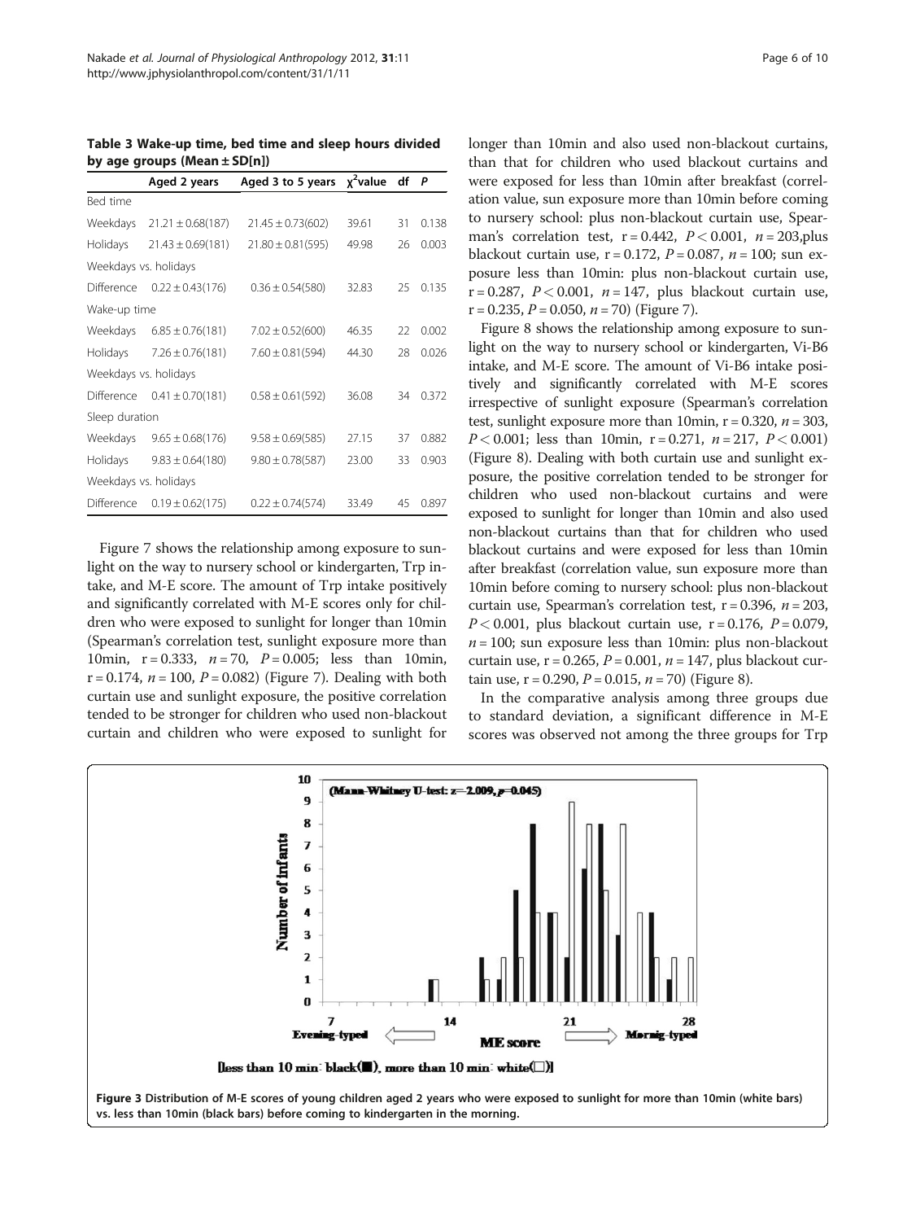**Table 3 Wake-up time, bed time and sleep hours divided by age groups (Mean ± SD[n])**

| | Aged 2 years | Aged 3 to 5 years | $\chi^2$value | df | P |
|---|---|---|---|---|---|
| Bed time | | | | | |
| Weekdays | 21.21 ± 0.68(187) | 21.45 ± 0.73(602) | 39.61 | 31 | 0.138 |
| Holidays | 21.43 ± 0.69(181) | 21.80 ± 0.81(595) | 49.98 | 26 | 0.003 |
| Weekdays vs. holidays | | | | | |
| Difference | 0.22 ± 0.43(176) | 0.36 ± 0.54(580) | 32.83 | 25 | 0.135 |
| Wake-up time | | | | | |
| Weekdays | 6.85 ± 0.76(181) | 7.02 ± 0.52(600) | 46.35 | 22 | 0.002 |
| Holidays | 7.26 ± 0.76(181) | 7.60 ± 0.81(594) | 44.30 | 28 | 0.026 |
| Weekdays vs. holidays | | | | | |
| Difference | 0.41 ± 0.70(181) | 0.58 ± 0.61(592) | 36.08 | 34 | 0.372 |
| Sleep duration | | | | | |
| Weekdays | 9.65 ± 0.68(176) | 9.58 ± 0.69(585) | 27.15 | 37 | 0.882 |
| Holidays | 9.83 ± 0.64(180) | 9.80 ± 0.78(587) | 23.00 | 33 | 0.903 |
| Weekdays vs. holidays | | | | | |
| Difference | 0.19 ± 0.62(175) | 0.22 ± 0.74(574) | 33.49 | 45 | 0.897 |

Figure 7 shows the relationship among exposure to sunlight on the way to nursery school or kindergarten, Trp intake, and M-E score. The amount of Trp intake positively and significantly correlated with M-E scores only for children who were exposed to sunlight for longer than 10min (Spearman's correlation test, sunlight exposure more than 10min, r = 0.333, *n* = 70, *P* = 0.005; less than 10min, r = 0.174, *n* = 100, *P* = 0.082) (Figure 7). Dealing with both curtain use and sunlight exposure, the positive correlation tended to be stronger for children who used non-blackout curtain and children who were exposed to sunlight for longer than 10min and also used non-blackout curtains, than that for children who used blackout curtains and were exposed for less than 10min after breakfast (correlation value, sun exposure more than 10min before coming to nursery school: plus non-blackout curtain use, Spearman's correlation test, r = 0.442, *P* < 0.001, *n* = 203,plus blackout curtain use, r = 0.172, *P* = 0.087, *n* = 100; sun exposure less than 10min: plus non-blackout curtain use, r = 0.287, *P* < 0.001, *n* = 147, plus blackout curtain use, r = 0.235, *P* = 0.050, *n* = 70) (Figure 7).

Figure 8 shows the relationship among exposure to sunlight on the way to nursery school or kindergarten, Vi-B6 intake, and M-E score. The amount of Vi-B6 intake positively and significantly correlated with M-E scores irrespective of sunlight exposure (Spearman's correlation test, sunlight exposure more than 10min, r = 0.320, *n* = 303, *P* < 0.001; less than 10min, r = 0.271, *n* = 217, *P* < 0.001) (Figure 8). Dealing with both curtain use and sunlight exposure, the positive correlation tended to be stronger for children who used non-blackout curtains and were exposed to sunlight for longer than 10min and also used non-blackout curtains than that for children who used blackout curtains and were exposed for less than 10min after breakfast (correlation value, sun exposure more than 10min before coming to nursery school: plus non-blackout curtain use, Spearman's correlation test, r = 0.396, *n* = 203, *P* < 0.001, plus blackout curtain use, r = 0.176, *P* = 0.079, *n* = 100; sun exposure less than 10min: plus non-blackout curtain use, r = 0.265, *P* = 0.001, *n* = 147, plus blackout curtain use, r = 0.290, *P* = 0.015, *n* = 70) (Figure 8).

In the comparative analysis among three groups due to standard deviation, a significant difference in M-E scores was observed not among the three groups for Trp

**Figure 3** Distribution of M-E scores of young children aged 2 years who were exposed to sunlight for more than 10min (white bars) vs. less than 10min (black bars) before coming to kindergarten in the morning.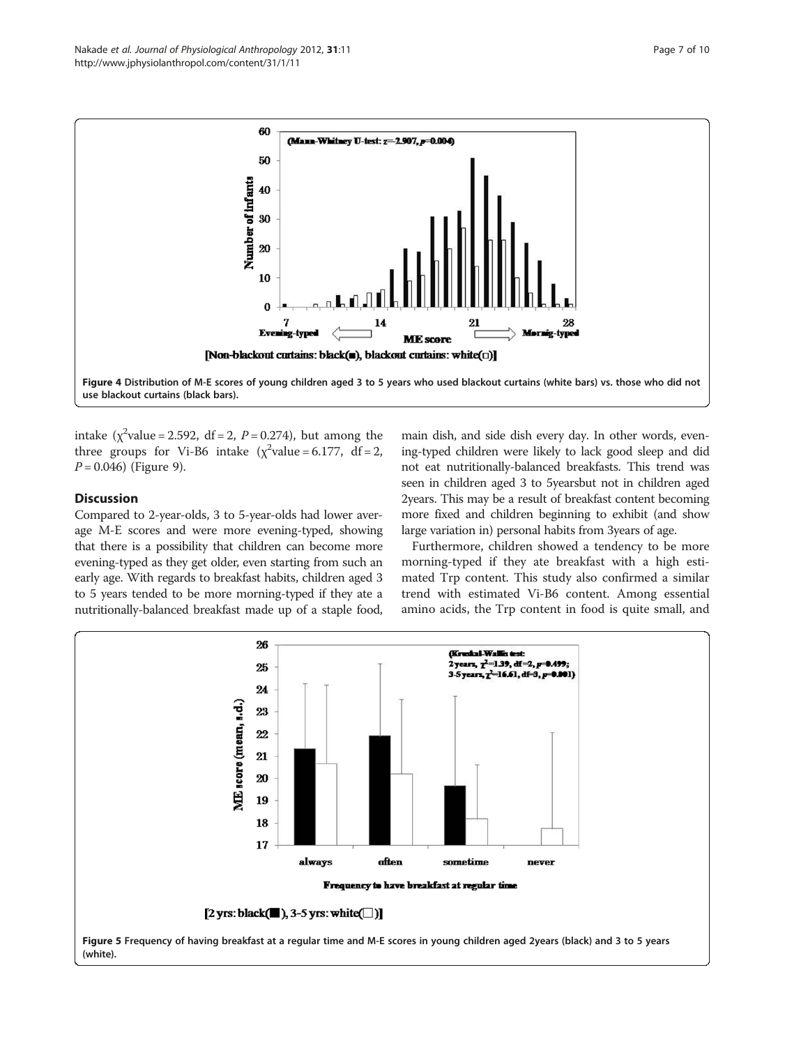Figure 4 Distribution of M-E scores of young children aged 3 to 5 years who used blackout curtains (white bars) vs. those who did not use blackout curtains (black bars).

intake ($\chi^2$value = 2.592, df = 2, $P$ = 0.274), but among the three groups for Vi-B6 intake ($\chi^2$value = 6.177, df = 2, $P$ = 0.046) (Figure 9).

## Discussion

Compared to 2-year-olds, 3 to 5-year-olds had lower average M-E scores and were more evening-typed, showing that there is a possibility that children can become more evening-typed as they get older, even starting from such an early age. With regards to breakfast habits, children aged 3 to 5 years tended to be more morning-typed if they ate a nutritionally-balanced breakfast made up of a staple food, main dish, and side dish every day. In other words, evening-typed children were likely to lack good sleep and did not eat nutritionally-balanced breakfasts. This trend was seen in children aged 3 to 5yearsbut not in children aged 2years. This may be a result of breakfast content becoming more fixed and children beginning to exhibit (and show large variation in) personal habits from 3years of age.

Furthermore, children showed a tendency to be more morning-typed if they ate breakfast with a high estimated Trp content. This study also confirmed a similar trend with estimated Vi-B6 content. Among essential amino acids, the Trp content in food is quite small, and

Figure 5 Frequency of having breakfast at a regular time and M-E scores in young children aged 2years (black) and 3 to 5 years (white).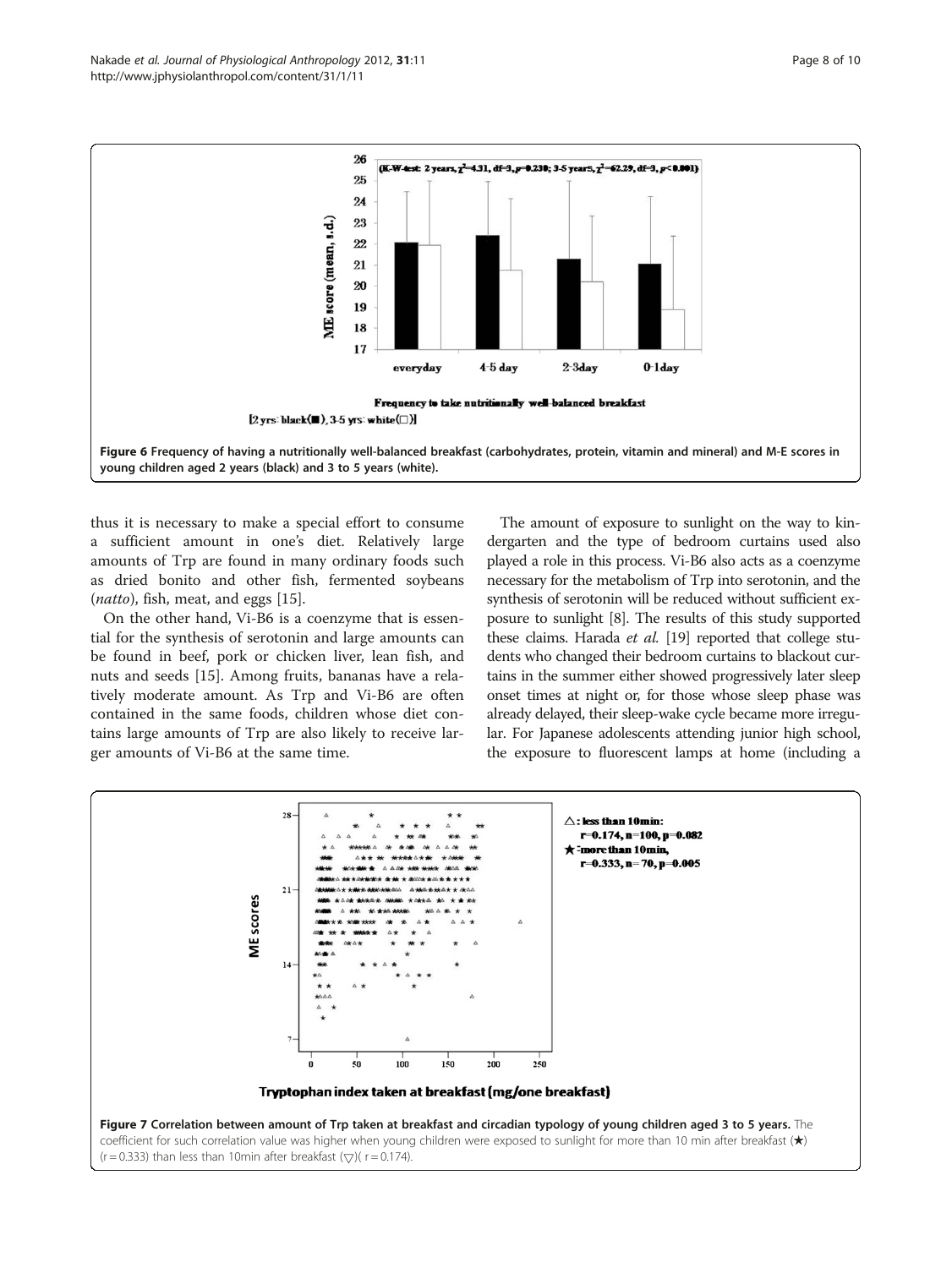Figure 6 Frequency of having a nutritionally well-balanced breakfast (carbohydrates, protein, vitamin and mineral) and M-E scores in young children aged 2 years (black) and 3 to 5 years (white).

thus it is necessary to make a special effort to consume a sufficient amount in one's diet. Relatively large amounts of Trp are found in many ordinary foods such as dried bonito and other fish, fermented soybeans (*natto*), fish, meat, and eggs [15].

On the other hand, Vi-B6 is a coenzyme that is essential for the synthesis of serotonin and large amounts can be found in beef, pork or chicken liver, lean fish, and nuts and seeds [15]. Among fruits, bananas have a relatively moderate amount. As Trp and Vi-B6 are often contained in the same foods, children whose diet contains large amounts of Trp are also likely to receive larger amounts of Vi-B6 at the same time.

The amount of exposure to sunlight on the way to kindergarten and the type of bedroom curtains used also played a role in this process. Vi-B6 also acts as a coenzyme necessary for the metabolism of Trp into serotonin, and the synthesis of serotonin will be reduced without sufficient exposure to sunlight [8]. The results of this study supported these claims. Harada *et al.* [19] reported that college students who changed their bedroom curtains to blackout curtains in the summer either showed progressively later sleep onset times at night or, for those whose sleep phase was already delayed, their sleep-wake cycle became more irregular. For Japanese adolescents attending junior high school, the exposure to fluorescent lamps at home (including a

Figure 7 Correlation between amount of Trp taken at breakfast and circadian typology of young children aged 3 to 5 years. The coefficient for such correlation value was higher when young children were exposed to sunlight for more than 10 min after breakfast (★) ($r = 0.333$) than less than 10min after breakfast (▽)( $r = 0.174$).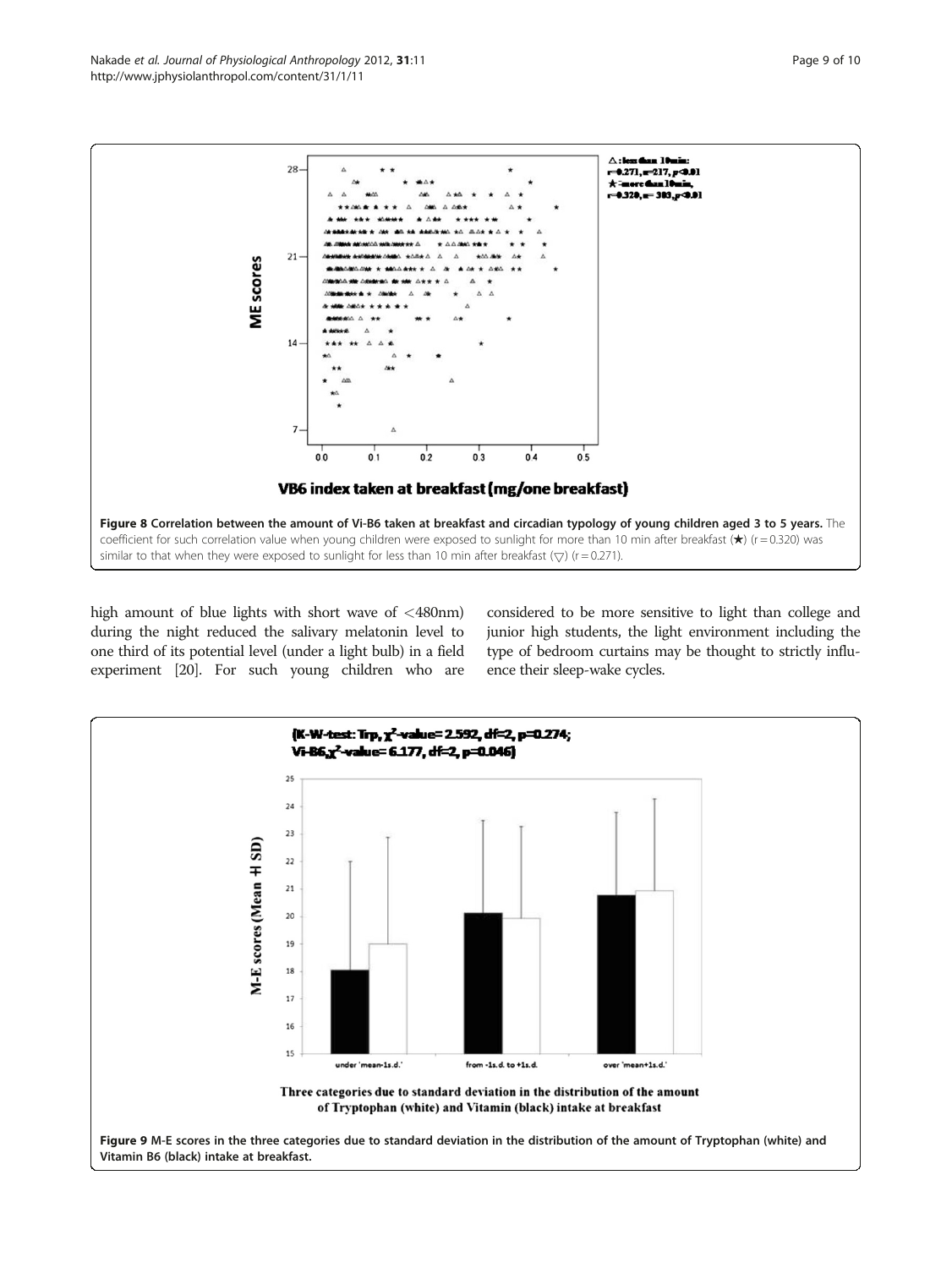**Figure 8 Correlation between the amount of Vi-B6 taken at breakfast and circadian typology of young children aged 3 to 5 years.** The coefficient for such correlation value when young children were exposed to sunlight for more than 10 min after breakfast (★) (r = 0.320) was similar to that when they were exposed to sunlight for less than 10 min after breakfast (▽) (r = 0.271).

high amount of blue lights with short wave of <480nm) during the night reduced the salivary melatonin level to one third of its potential level (under a light bulb) in a field experiment [20]. For such young children who are considered to be more sensitive to light than college and junior high students, the light environment including the type of bedroom curtains may be thought to strictly influence their sleep-wake cycles.

**Figure 9** M-E scores in the three categories due to standard deviation in the distribution of the amount of Tryptophan (white) and Vitamin B6 (black) intake at breakfast.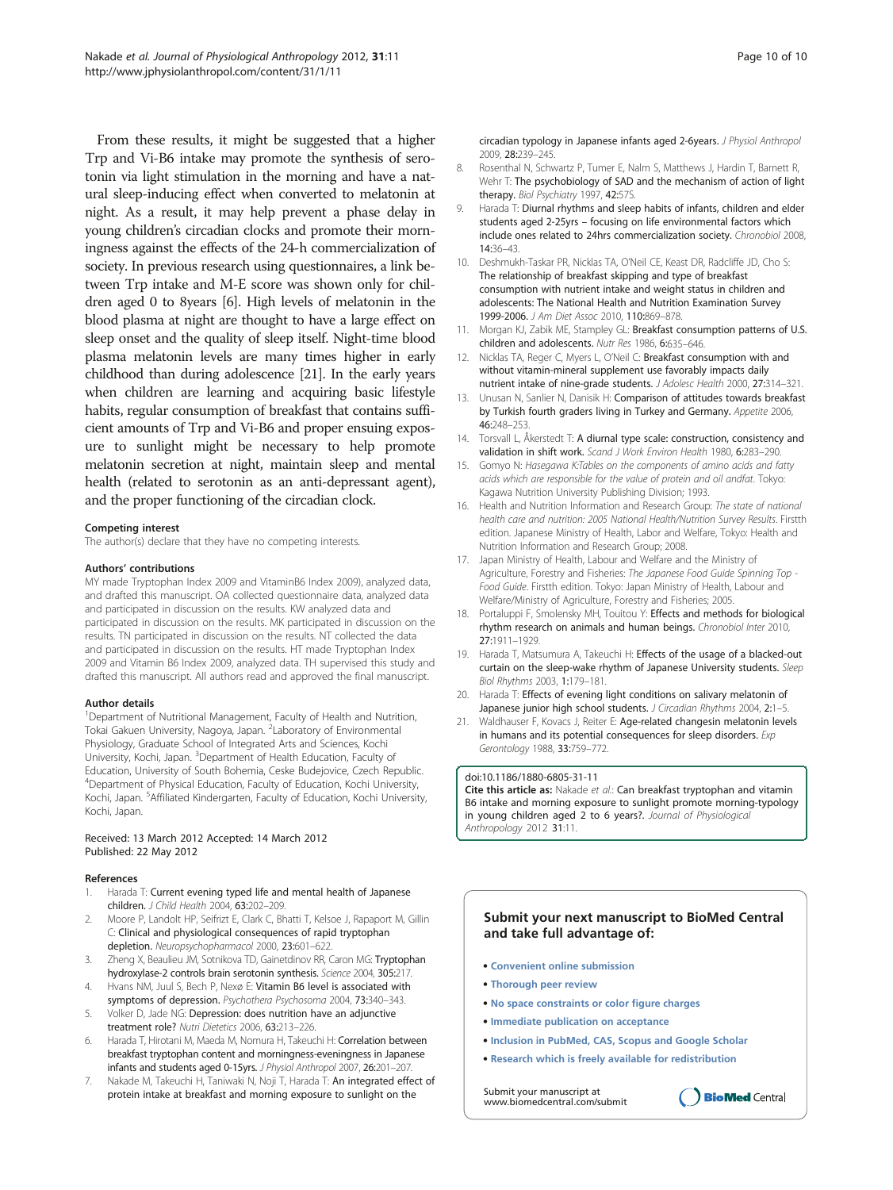From these results, it might be suggested that a higher Trp and Vi-B6 intake may promote the synthesis of serotonin via light stimulation in the morning and have a natural sleep-inducing effect when converted to melatonin at night. As a result, it may help prevent a phase delay in young children's circadian clocks and promote their morningness against the effects of the 24-h commercialization of society. In previous research using questionnaires, a link between Trp intake and M-E score was shown only for children aged 0 to 8years [6]. High levels of melatonin in the blood plasma at night are thought to have a large effect on sleep onset and the quality of sleep itself. Night-time blood plasma melatonin levels are many times higher in early childhood than during adolescence [21]. In the early years when children are learning and acquiring basic lifestyle habits, regular consumption of breakfast that contains sufficient amounts of Trp and Vi-B6 and proper ensuing exposure to sunlight might be necessary to help promote melatonin secretion at night, maintain sleep and mental health (related to serotonin as an anti-depressant agent), and the proper functioning of the circadian clock.

#### Competing interest

The author(s) declare that they have no competing interests.

#### Authors' contributions

MY made Tryptophan Index 2009 and VitaminB6 Index 2009), analyzed data, and drafted this manuscript. OA collected questionnaire data, analyzed data and participated in discussion on the results. KW analyzed data and participated in discussion on the results. MK participated in discussion on the results. TN participated in discussion on the results. NT collected the data and participated in discussion on the results. HT made Tryptophan Index 2009 and Vitamin B6 Index 2009, analyzed data. TH supervised this study and drafted this manuscript. All authors read and approved the final manuscript.

#### Author details

[1]Department of Nutritional Management, Faculty of Health and Nutrition, Tokai Gakuen University, Nagoya, Japan. [2]Laboratory of Environmental Physiology, Graduate School of Integrated Arts and Sciences, Kochi University, Kochi, Japan. [3]Department of Health Education, Faculty of Education, University of South Bohemia, Ceske Budejovice, Czech Republic. [4]Department of Physical Education, Faculty of Education, Kochi University, Kochi, Japan. [5]Affiliated Kindergarten, Faculty of Education, Kochi University, Kochi, Japan.

Received: 13 March 2012 Accepted: 14 March 2012
Published: 22 May 2012

#### References

1. Harada T: **Current evening typed life and mental health of Japanese children.** *J Child Health* 2004, **63**:202–209.
2. Moore P, Landolt HP, Seifritz E, Clark C, Bhatti T, Kelsoe J, Rapaport M, Gillin C: **Clinical and physiological consequences of rapid tryptophan depletion.** *Neuropsychopharmacol* 2000, **23**:601–622.
3. Zheng X, Beaulieu JM, Sotnikova TD, Gainetdinov RR, Caron MG: **Tryptophan hydroxylase-2 controls brain serotonin synthesis.** *Science* 2004, **305**:217.
4. Hvans NM, Juul S, Bech P, Nexø E: **Vitamin B6 level is associated with symptoms of depression.** *Psychothera Psychosoma* 2004, **73**:340–343.
5. Volker D, Jade NG: **Depression: does nutrition have an adjunctive treatment role?** *Nutri Dietetics* 2006, **63**:213–226.
6. Harada T, Hirotani M, Maeda M, Nomura H, Takeuchi H: **Correlation between breakfast tryptophan content and morningness-eveningness in Japanese infants and students aged 0-15yrs.** *J Physiol Anthropol* 2007, **26**:201–207.
7. Nakade M, Takeuchi H, Taniwaki N, Noji T, Harada T: **An integrated effect of protein intake at breakfast and morning exposure to sunlight on the circadian typology in Japanese infants aged 2-6years.** *J Physiol Anthropol* 2009, **28**:239–245.
8. Rosenthal N, Schwartz P, Turner E, Nalm S, Matthews J, Hardin T, Barnett R, Wehr T: **The psychobiology of SAD and the mechanism of action of light therapy.** *Biol Psychiatry* 1997, **42**:57S.
9. Harada T: **Diurnal rhythms and sleep habits of infants, children and elder students aged 2-25yrs – focusing on life environmental factors which include ones related to 24hrs commercialization society.** *Chronobiol* 2008, **14**:36–43.
10. Deshmukh-Taskar PR, Nicklas TA, O'Neil CE, Keast DR, Radcliffe JD, Cho S: **The relationship of breakfast skipping and type of breakfast consumption with nutrient intake and weight status in children and adolescents: The National Health and Nutrition Examination Survey 1999-2006.** *J Am Diet Assoc* 2010, **110**:869–878.
11. Morgan KJ, Zabik ME, Stampley GL: **Breakfast consumption patterns of U.S. children and adolescents.** *Nutr Res* 1986, **6**:635–646.
12. Nicklas TA, Reger C, Myers L, O'Neil C: **Breakfast consumption with and without vitamin-mineral supplement use favorably impacts daily nutrient intake of nine-grade students.** *J Adolesc Health* 2000, **27**:314–321.
13. Unusan N, Sanlier N, Danisik H: **Comparison of attitudes towards breakfast by Turkish fourth graders living in Turkey and Germany.** *Appetite* 2006, **46**:248–253.
14. Torsvall L, Åkerstedt T: **A diurnal type scale: construction, consistency and validation in shift work.** *Scand J Work Environ Health* 1980, **6**:283–290.
15. Gomyo N: *Hasegawa K:Tables on the components of amino acids and fatty acids which are responsible for the value of protein and oil andfat.* Tokyo: Kagawa Nutrition University Publishing Division; 1993.
16. Health and Nutrition Information and Research Group: *The state of national health care and nutrition: 2005 National Health/Nutrition Survey Results.* Firstth edition. Japanese Ministry of Health, Labor and Welfare, Tokyo: Health and Nutrition Information and Research Group; 2008.
17. Japan Ministry of Health, Labour and Welfare and the Ministry of Agriculture, Forestry and Fisheries: *The Japanese Food Guide Spinning Top - Food Guide.* Firstth edition. Tokyo: Japan Ministry of Health, Labour and Welfare/Ministry of Agriculture, Forestry and Fisheries; 2005.
18. Portaluppi F, Smolensky MH, Touitou Y: **Effects and methods for biological rhythm research on animals and human beings.** *Chronobiol Inter* 2010, **27**:1911–1929.
19. Harada T, Matsumura A, Takeuchi H: **Effects of the usage of a blacked-out curtain on the sleep-wake rhythm of Japanese University students.** *Sleep Biol Rhythms* 2003, **1**:179–181.
20. Harada T: **Effects of evening light conditions on salivary melatonin of Japanese junior high school students.** *J Circadian Rhythms* 2004, **2**:1–5.
21. Waldhauser F, Kovacs J, Reiter E: **Age-related changesin melatonin levels in humans and its potential consequences for sleep disorders.** *Exp Gerontology* 1988, **33**:759–772.

doi:10.1186/1880-6805-31-11
**Cite this article as:** Nakade *et al.*: Can breakfast tryptophan and vitamin B6 intake and morning exposure to sunlight promote morning-typology in young children aged 2 to 6 years?. *Journal of Physiological Anthropology* 2012 **31**:11.

**Submit your next manuscript to BioMed Central and take full advantage of:**

- Convenient online submission
- Thorough peer review
- No space constraints or color figure charges
- Immediate publication on acceptance
- Inclusion in PubMed, CAS, Scopus and Google Scholar
- Research which is freely available for redistribution

Submit your manuscript at
www.biomedcentral.com/submit

BioMed Central